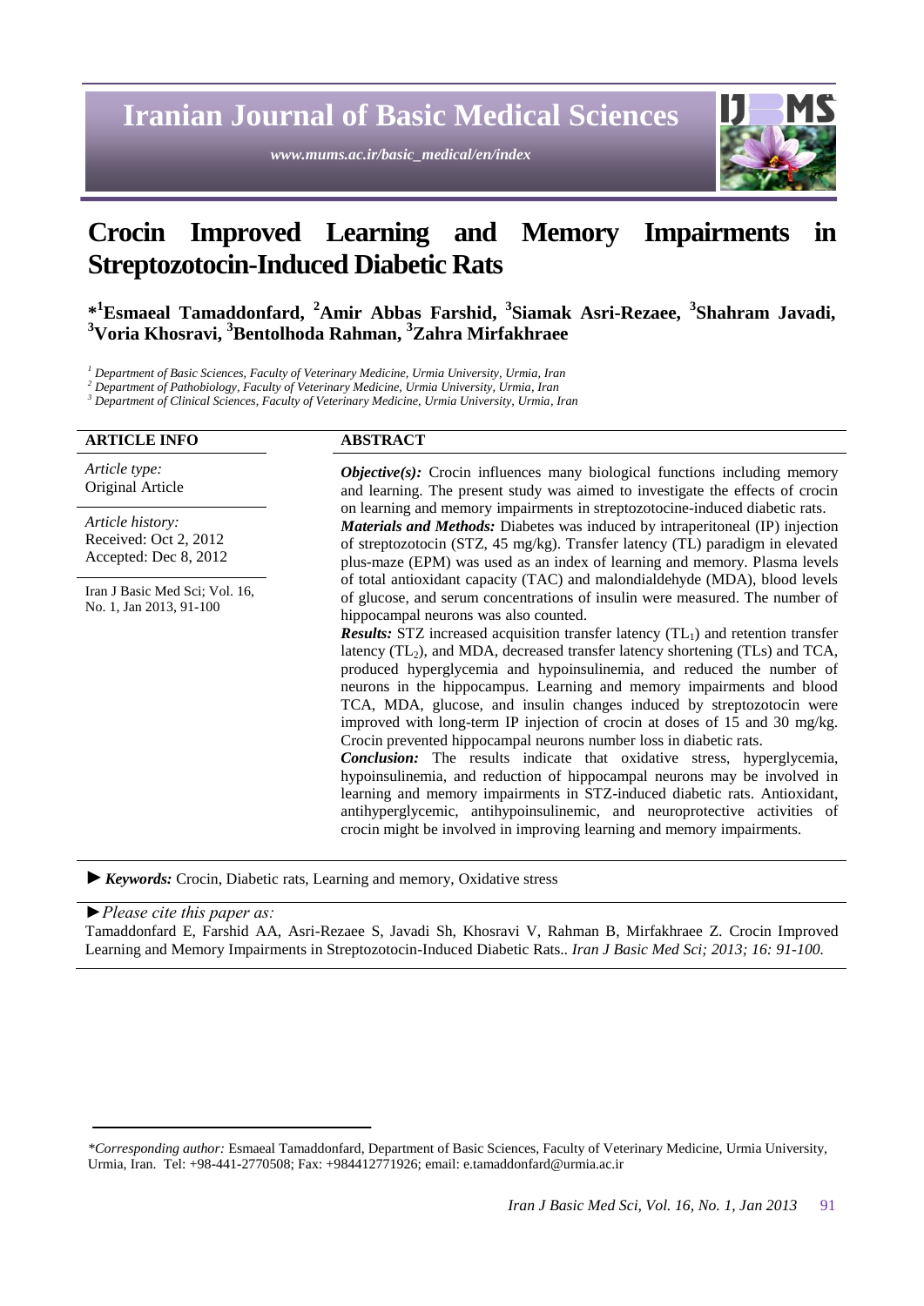# Crocin Improved Learning and Memory Impairments in Streptozotocin-Induced Diabetic Rats

**\*[1]Esmaeal Tamaddonfard, [2]Amir Abbas Farshid, [3]Siamak Asri-Rezaee, [3]Shahram Javadi, [3]Voria Khosravi, [3]Bentolhoda Rahman, [3]Zahra Mirfakhraee**

*[1] Department of Basic Sciences, Faculty of Veterinary Medicine, Urmia University, Urmia, Iran*
*[2] Department of Pathobiology, Faculty of Veterinary Medicine, Urmia University, Urmia, Iran*
*[3] Department of Clinical Sciences, Faculty of Veterinary Medicine, Urmia University, Urmia, Iran*

**ARTICLE INFO**

*Article type:*
Original Article

*Article history:*
Received: Oct 2, 2012
Accepted: Dec 8, 2012

Iran J Basic Med Sci; Vol. 16, No. 1, Jan 2013, 91-100

**ABSTRACT**

***Objective(s):*** Crocin influences many biological functions including memory and learning. The present study was aimed to investigate the effects of crocin on learning and memory impairments in streptozotocine-induced diabetic rats.

***Materials and Methods:*** Diabetes was induced by intraperitoneal (IP) injection of streptozotocin (STZ, 45 mg/kg). Transfer latency (TL) paradigm in elevated plus-maze (EPM) was used as an index of learning and memory. Plasma levels of total antioxidant capacity (TAC) and malondialdehyde (MDA), blood levels of glucose, and serum concentrations of insulin were measured. The number of hippocampal neurons was also counted.

***Results:*** STZ increased acquisition transfer latency ($TL_1$) and retention transfer latency ($TL_2$), and MDA, decreased transfer latency shortening (TLs) and TCA, produced hyperglycemia and hypoinsulinemia, and reduced the number of neurons in the hippocampus. Learning and memory impairments and blood TCA, MDA, glucose, and insulin changes induced by streptozotocin were improved with long-term IP injection of crocin at doses of 15 and 30 mg/kg. Crocin prevented hippocampal neurons number loss in diabetic rats.

***Conclusion:*** The results indicate that oxidative stress, hyperglycemia, hypoinsulinemia, and reduction of hippocampal neurons may be involved in learning and memory impairments in STZ-induced diabetic rats. Antioxidant, antihyperglycemic, antihypoinsulinemic, and neuroprotective activities of crocin might be involved in improving learning and memory impairments.

► ***Keywords:*** Crocin, Diabetic rats, Learning and memory, Oxidative stress

►*Please cite this paper as:*
Tamaddonfard E, Farshid AA, Asri-Rezaee S, Javadi Sh, Khosravi V, Rahman B, Mirfakhraee Z. Crocin Improved Learning and Memory Impairments in Streptozotocin-Induced Diabetic Rats.. *Iran J Basic Med Sci; 2013; 16: 91-100.*

*\*Corresponding author:* Esmaeal Tamaddonfard, Department of Basic Sciences, Faculty of Veterinary Medicine, Urmia University, Urmia, Iran. Tel: +98-441-2770508; Fax: +984412771926; email: e.tamaddonfard@urmia.ac.ir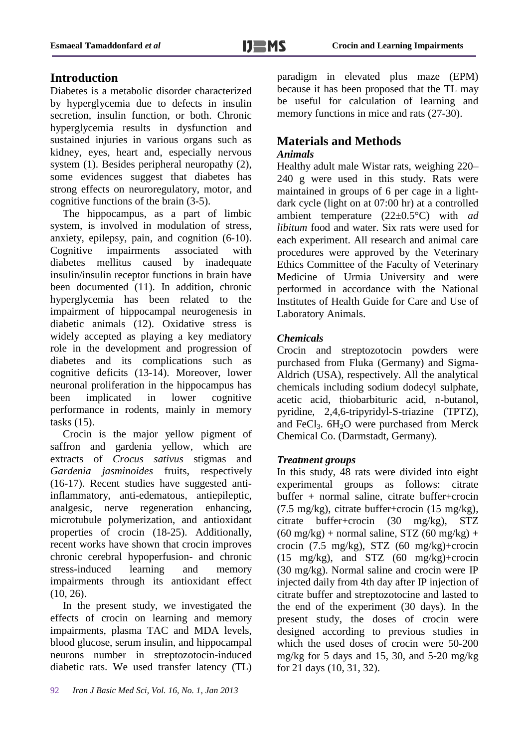## Introduction

Diabetes is a metabolic disorder characterized by hyperglycemia due to defects in insulin secretion, insulin function, or both. Chronic hyperglycemia results in dysfunction and sustained injuries in various organs such as kidney, eyes, heart and, especially nervous system (1). Besides peripheral neuropathy (2), some evidences suggest that diabetes has strong effects on neuroregulatory, motor, and cognitive functions of the brain (3-5).

The hippocampus, as a part of limbic system, is involved in modulation of stress, anxiety, epilepsy, pain, and cognition (6-10). Cognitive impairments associated with diabetes mellitus caused by inadequate insulin/insulin receptor functions in brain have been documented (11). In addition, chronic hyperglycemia has been related to the impairment of hippocampal neurogenesis in diabetic animals (12). Oxidative stress is widely accepted as playing a key mediatory role in the development and progression of diabetes and its complications such as cognitive deficits (13-14). Moreover, lower neuronal proliferation in the hippocampus has been implicated in lower cognitive performance in rodents, mainly in memory tasks (15).

Crocin is the major yellow pigment of saffron and gardenia yellow, which are extracts of *Crocus sativus* stigmas and *Gardenia jasminoides* fruits, respectively (16-17). Recent studies have suggested anti-inflammatory, anti-edematous, antiepileptic, analgesic, nerve regeneration enhancing, microtubule polymerization, and antioxidant properties of crocin (18-25). Additionally, recent works have shown that crocin improves chronic cerebral hypoperfusion- and chronic stress-induced learning and memory impairments through its antioxidant effect (10, 26).

In the present study, we investigated the effects of crocin on learning and memory impairments, plasma TAC and MDA levels, blood glucose, serum insulin, and hippocampal neurons number in streptozotocin-induced diabetic rats. We used transfer latency (TL) paradigm in elevated plus maze (EPM) because it has been proposed that the TL may be useful for calculation of learning and memory functions in mice and rats (27-30).

## Materials and Methods

### *Animals*

Healthy adult male Wistar rats, weighing 220–240 g were used in this study. Rats were maintained in groups of 6 per cage in a light-dark cycle (light on at 07:00 hr) at a controlled ambient temperature (22±0.5°C) with *ad libitum* food and water. Six rats were used for each experiment. All research and animal care procedures were approved by the Veterinary Ethics Committee of the Faculty of Veterinary Medicine of Urmia University and were performed in accordance with the National Institutes of Health Guide for Care and Use of Laboratory Animals.

### *Chemicals*

Crocin and streptozotocin powders were purchased from Fluka (Germany) and Sigma-Aldrich (USA), respectively. All the analytical chemicals including sodium dodecyl sulphate, acetic acid, thiobarbituric acid, n-butanol, pyridine, 2,4,6-tripyridyl-S-triazine (TPTZ), and $FeCl_3$. $6H_2O$ were purchased from Merck Chemical Co. (Darmstadt, Germany).

### *Treatment groups*

In this study, 48 rats were divided into eight experimental groups as follows: citrate buffer + normal saline, citrate buffer+crocin (7.5 mg/kg), citrate buffer+crocin (15 mg/kg), citrate buffer+crocin (30 mg/kg), STZ (60 mg/kg) + normal saline, STZ (60 mg/kg) + crocin (7.5 mg/kg), STZ (60 mg/kg)+crocin (15 mg/kg), and STZ (60 mg/kg)+crocin (30 mg/kg). Normal saline and crocin were IP injected daily from 4th day after IP injection of citrate buffer and streptozotocine and lasted to the end of the experiment (30 days). In the present study, the doses of crocin were designed according to previous studies in which the used doses of crocin were 50-200 mg/kg for 5 days and 15, 30, and 5-20 mg/kg for 21 days (10, 31, 32).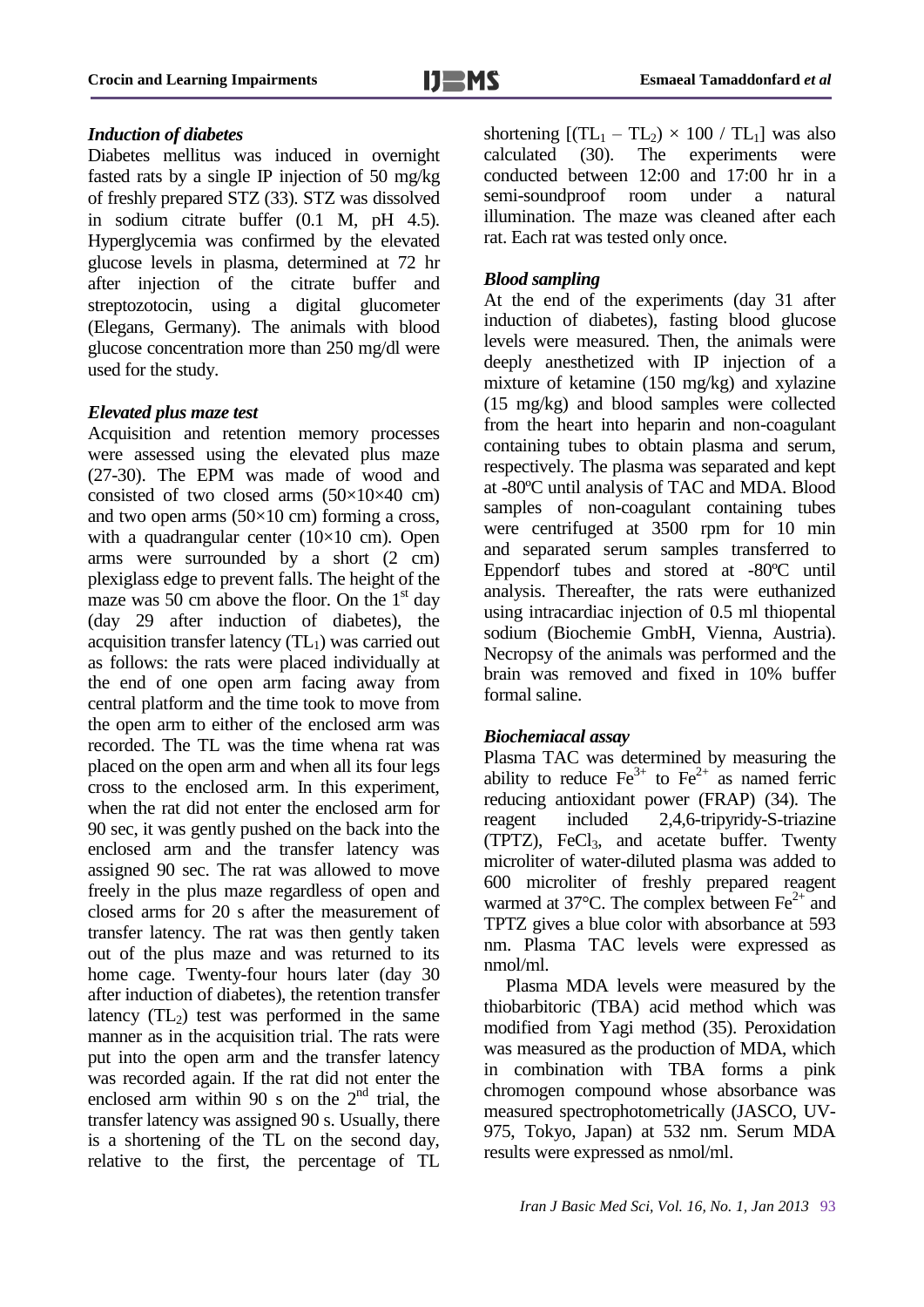### *Induction of diabetes*

Diabetes mellitus was induced in overnight fasted rats by a single IP injection of 50 mg/kg of freshly prepared STZ (33). STZ was dissolved in sodium citrate buffer (0.1 M, pH 4.5). Hyperglycemia was confirmed by the elevated glucose levels in plasma, determined at 72 hr after injection of the citrate buffer and streptozotocin, using a digital glucometer (Elegans, Germany). The animals with blood glucose concentration more than 250 mg/dl were used for the study.

### *Elevated plus maze test*

Acquisition and retention memory processes were assessed using the elevated plus maze (27-30). The EPM was made of wood and consisted of two closed arms (50×10×40 cm) and two open arms (50×10 cm) forming a cross, with a quadrangular center (10×10 cm). Open arms were surrounded by a short (2 cm) plexiglass edge to prevent falls. The height of the maze was 50 cm above the floor. On the 1st day (day 29 after induction of diabetes), the acquisition transfer latency ($TL_1$) was carried out as follows: the rats were placed individually at the end of one open arm facing away from central platform and the time took to move from the open arm to either of the enclosed arm was recorded. The TL was the time whena rat was placed on the open arm and when all its four legs cross to the enclosed arm. In this experiment, when the rat did not enter the enclosed arm for 90 sec, it was gently pushed on the back into the enclosed arm and the transfer latency was assigned 90 sec. The rat was allowed to move freely in the plus maze regardless of open and closed arms for 20 s after the measurement of transfer latency. The rat was then gently taken out of the plus maze and was returned to its home cage. Twenty-four hours later (day 30 after induction of diabetes), the retention transfer latency ($TL_2$) test was performed in the same manner as in the acquisition trial. The rats were put into the open arm and the transfer latency was recorded again. If the rat did not enter the enclosed arm within 90 s on the 2nd trial, the transfer latency was assigned 90 s. Usually, there is a shortening of the TL on the second day, relative to the first, the percentage of TL shortening $[(TL_1 - TL_2) \times 100 / TL_1]$ was also calculated (30). The experiments were conducted between 12:00 and 17:00 hr in a semi-soundproof room under a natural illumination. The maze was cleaned after each rat. Each rat was tested only once.

### *Blood sampling*

At the end of the experiments (day 31 after induction of diabetes), fasting blood glucose levels were measured. Then, the animals were deeply anesthetized with IP injection of a mixture of ketamine (150 mg/kg) and xylazine (15 mg/kg) and blood samples were collected from the heart into heparin and non-coagulant containing tubes to obtain plasma and serum, respectively. The plasma was separated and kept at -80ºC until analysis of TAC and MDA. Blood samples of non-coagulant containing tubes were centrifuged at 3500 rpm for 10 min and separated serum samples transferred to Eppendorf tubes and stored at -80ºC until analysis. Thereafter, the rats were euthanized using intracardiac injection of 0.5 ml thiopental sodium (Biochemie GmbH, Vienna, Austria). Necropsy of the animals was performed and the brain was removed and fixed in 10% buffer formal saline.

### *Biochemiacal assay*

Plasma TAC was determined by measuring the ability to reduce $Fe^{3+}$ to $Fe^{2+}$ as named ferric reducing antioxidant power (FRAP) (34). The reagent included 2,4,6-tripyridy-S-triazine (TPTZ), $FeCl_3$, and acetate buffer. Twenty microliter of water-diluted plasma was added to 600 microliter of freshly prepared reagent warmed at 37°C. The complex between $Fe^{2+}$ and TPTZ gives a blue color with absorbance at 593 nm. Plasma TAC levels were expressed as nmol/ml.

Plasma MDA levels were measured by the thiobarbitoric (TBA) acid method which was modified from Yagi method (35). Peroxidation was measured as the production of MDA, which in combination with TBA forms a pink chromogen compound whose absorbance was measured spectrophotometrically (JASCO, UV-975, Tokyo, Japan) at 532 nm. Serum MDA results were expressed as nmol/ml.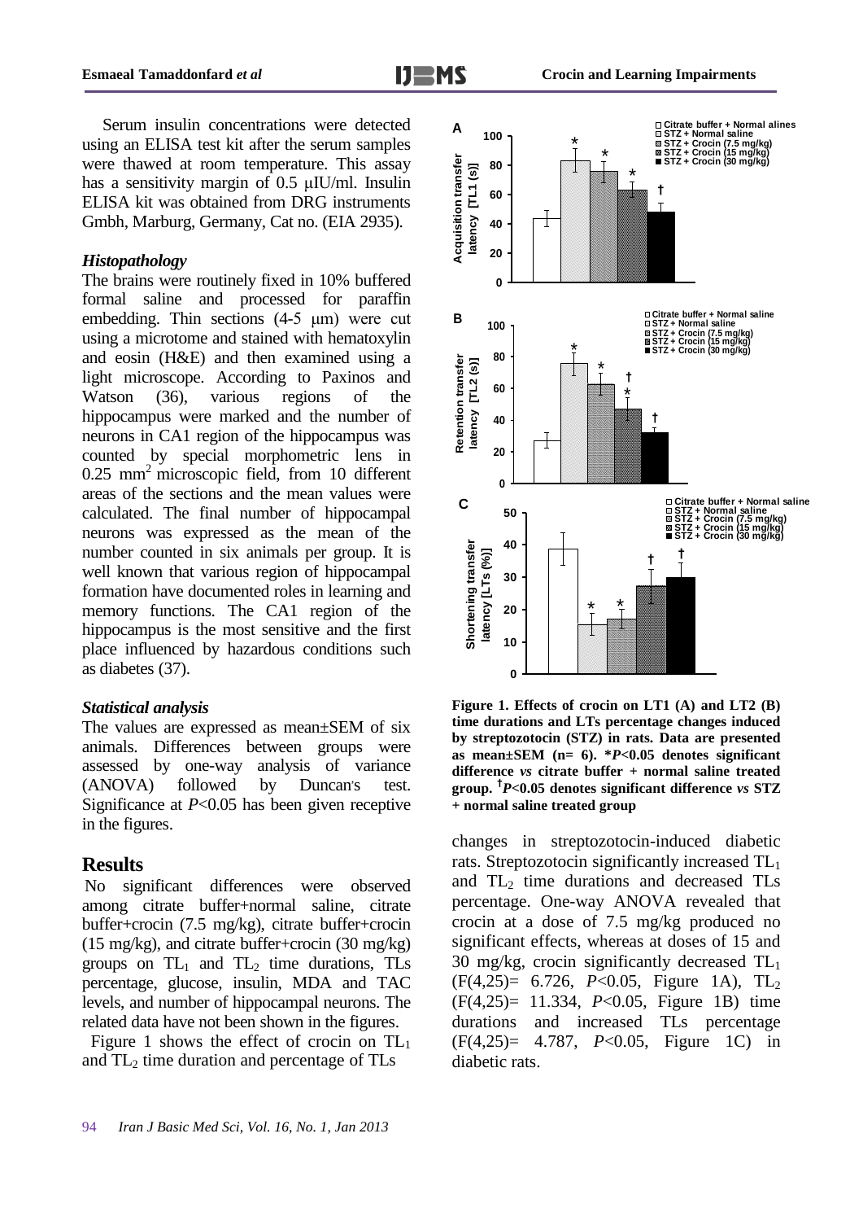Serum insulin concentrations were detected using an ELISA test kit after the serum samples were thawed at room temperature. This assay has a sensitivity margin of 0.5 µIU/ml. Insulin ELISA kit was obtained from DRG instruments Gmbh, Marburg, Germany, Cat no. (EIA 2935).

### *Histopathology*

The brains were routinely fixed in 10% buffered formal saline and processed for paraffin embedding. Thin sections (4-5 µm) were cut using a microtome and stained with hematoxylin and eosin (H&E) and then examined using a light microscope. According to Paxinos and Watson (36), various regions of the hippocampus were marked and the number of neurons in CA1 region of the hippocampus was counted by special morphometric lens in 0.25 $mm^2$ microscopic field, from 10 different areas of the sections and the mean values were calculated. The final number of hippocampal neurons was expressed as the mean of the number counted in six animals per group. It is well known that various region of hippocampal formation have documented roles in learning and memory functions. The CA1 region of the hippocampus is the most sensitive and the first place influenced by hazardous conditions such as diabetes (37).

### *Statistical analysis*

The values are expressed as mean±SEM of six animals. Differences between groups were assessed by one-way analysis of variance (ANOVA) followed by Duncan's test. Significance at $P<0.05$ has been given receptive in the figures.

## Results

No significant differences were observed among citrate buffer+normal saline, citrate buffer+crocin (7.5 mg/kg), citrate buffer+crocin (15 mg/kg), and citrate buffer+crocin (30 mg/kg) groups on $TL_1$ and $TL_2$ time durations, TLs percentage, glucose, insulin, MDA and TAC levels, and number of hippocampal neurons. The related data have not been shown in the figures.

Figure 1 shows the effect of crocin on $TL_1$ and $TL_2$ time duration and percentage of TLs changes in streptozotocin-induced diabetic rats. Streptozotocin significantly increased $TL_1$ and $TL_2$ time durations and decreased TLs percentage. One-way ANOVA revealed that crocin at a dose of 7.5 mg/kg produced no significant effects, whereas at doses of 15 and 30 mg/kg, crocin significantly decreased $TL_1$ ($F(4,25)= 6.726$, $P<0.05$, Figure 1A), $TL_2$ ($F(4,25)= 11.334$, $P<0.05$, Figure 1B) time durations and increased TLs percentage ($F(4,25)= 4.787$, $P<0.05$, Figure 1C) in diabetic rats.

**Figure 1. Effects of crocin on LT1 (A) and LT2 (B) time durations and LTs percentage changes induced by streptozotocin (STZ) in rats. Data are presented as mean±SEM (n= 6). \*$P<0.05$ denotes significant difference *vs* citrate buffer + normal saline treated group. †$P<0.05$ denotes significant difference *vs* STZ + normal saline treated group**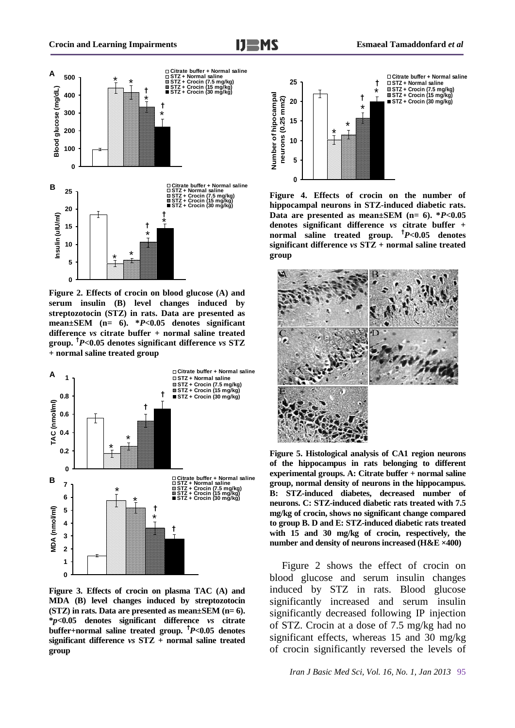**Figure 2. Effects of crocin on blood glucose (A) and serum insulin (B) level changes induced by streptozotocin (STZ) in rats. Data are presented as mean±SEM (n= 6). \*$P$<0.05 denotes significant difference *vs* citrate buffer + normal saline treated group. †$P$<0.05 denotes significant difference *vs* STZ + normal saline treated group**

**Figure 3. Effects of crocin on plasma TAC (A) and MDA (B) level changes induced by streptozotocin (STZ) in rats. Data are presented as mean±SEM (n= 6). \*$p$<0.05 denotes significant difference *vs* citrate buffer+normal saline treated group. †$P$<0.05 denotes significant difference *vs* STZ + normal saline treated group**

**Figure 4. Effects of crocin on the number of hippocampal neurons in STZ-induced diabetic rats. Data are presented as mean±SEM (n= 6). \*$P$<0.05 denotes significant difference *vs* citrate buffer + normal saline treated group. †$P$<0.05 denotes significant difference *vs* STZ + normal saline treated group**

**Figure 5. Histological analysis of CA1 region neurons of the hippocampus in rats belonging to different experimental groups. A: Citrate buffer + normal saline group, normal density of neurons in the hippocampus. B: STZ-induced diabetes, decreased number of neurons. C: STZ-induced diabetic rats treated with 7.5 mg/kg of crocin, shows no significant change compared to group B. D and E: STZ-induced diabetic rats treated with 15 and 30 mg/kg of crocin, respectively, the number and density of neurons increased (H&E ×400)**

Figure 2 shows the effect of crocin on blood glucose and serum insulin changes induced by STZ in rats. Blood glucose significantly increased and serum insulin significantly decreased following IP injection of STZ. Crocin at a dose of 7.5 mg/kg had no significant effects, whereas 15 and 30 mg/kg of crocin significantly reversed the levels of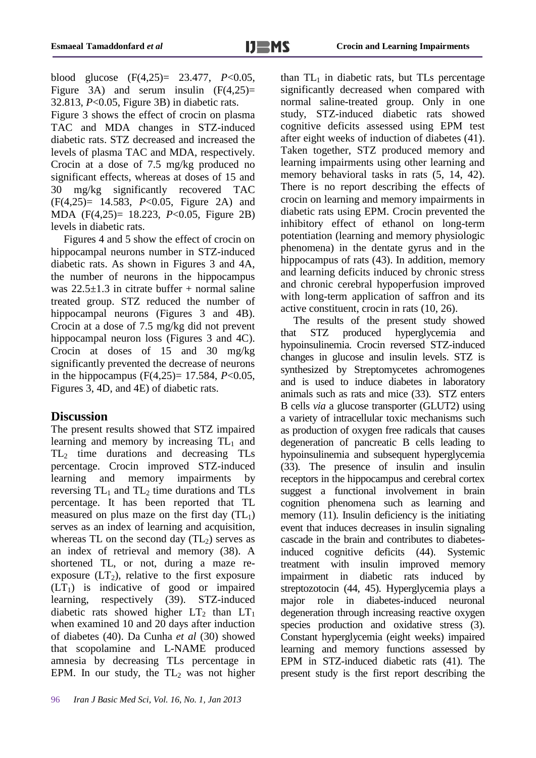blood glucose ($F(4,25)= 23.477$, $P<0.05$, Figure 3A) and serum insulin ($F(4,25)= 32.813$, $P<0.05$, Figure 3B) in diabetic rats.

Figure 3 shows the effect of crocin on plasma TAC and MDA changes in STZ-induced diabetic rats. STZ decreased and increased the levels of plasma TAC and MDA, respectively. Crocin at a dose of 7.5 mg/kg produced no significant effects, whereas at doses of 15 and 30 mg/kg significantly recovered TAC ($F(4,25)= 14.583$, $P<0.05$, Figure 2A) and MDA ($F(4,25)= 18.223$, $P<0.05$, Figure 2B) levels in diabetic rats.

Figures 4 and 5 show the effect of crocin on hippocampal neurons number in STZ-induced diabetic rats. As shown in Figures 3 and 4A, the number of neurons in the hippocampus was $22.5\pm1.3$ in citrate buffer + normal saline treated group. STZ reduced the number of hippocampal neurons (Figures 3 and 4B). Crocin at a dose of 7.5 mg/kg did not prevent hippocampal neuron loss (Figures 3 and 4C). Crocin at doses of 15 and 30 mg/kg significantly prevented the decrease of neurons in the hippocampus ($F(4,25)= 17.584$, $P<0.05$, Figures 3, 4D, and 4E) of diabetic rats.

## Discussion

The present results showed that STZ impaired learning and memory by increasing $TL_1$ and $TL_2$ time durations and decreasing TLs percentage. Crocin improved STZ-induced learning and memory impairments by reversing $TL_1$ and $TL_2$ time durations and TLs percentage. It has been reported that TL measured on plus maze on the first day ($TL_1$) serves as an index of learning and acquisition, whereas TL on the second day ($TL_2$) serves as an index of retrieval and memory (38). A shortened TL, or not, during a maze re-exposure ($LT_2$), relative to the first exposure ($LT_1$) is indicative of good or impaired learning, respectively (39). STZ-induced diabetic rats showed higher $LT_2$ than $LT_1$ when examined 10 and 20 days after induction of diabetes (40). Da Cunha *et al* (30) showed that scopolamine and L-NAME produced amnesia by decreasing TLs percentage in EPM. In our study, the $TL_2$ was not higher than $TL_1$ in diabetic rats, but TLs percentage significantly decreased when compared with normal saline-treated group. Only in one study, STZ-induced diabetic rats showed cognitive deficits assessed using EPM test after eight weeks of induction of diabetes (41). Taken together, STZ produced memory and learning impairments using other learning and memory behavioral tasks in rats (5, 14, 42). There is no report describing the effects of crocin on learning and memory impairments in diabetic rats using EPM. Crocin prevented the inhibitory effect of ethanol on long-term potentiation (learning and memory physiologic phenomena) in the dentate gyrus and in the hippocampus of rats (43). In addition, memory and learning deficits induced by chronic stress and chronic cerebral hypoperfusion improved with long-term application of saffron and its active constituent, crocin in rats (10, 26).

The results of the present study showed that STZ produced hyperglycemia and hypoinsulinemia. Crocin reversed STZ-induced changes in glucose and insulin levels. STZ is synthesized by Streptomycetes achromogenes and is used to induce diabetes in laboratory animals such as rats and mice (33). STZ enters B cells *via* a glucose transporter (GLUT2) using a variety of intracellular toxic mechanisms such as production of oxygen free radicals that causes degeneration of pancreatic B cells leading to hypoinsulinemia and subsequent hyperglycemia (33). The presence of insulin and insulin receptors in the hippocampus and cerebral cortex suggest a functional involvement in brain cognition phenomena such as learning and memory (11). Insulin deficiency is the initiating event that induces decreases in insulin signaling cascade in the brain and contributes to diabetes-induced cognitive deficits (44). Systemic treatment with insulin improved memory impairment in diabetic rats induced by streptozotocin (44, 45). Hyperglycemia plays a major role in diabetes-induced neuronal degeneration through increasing reactive oxygen species production and oxidative stress (3). Constant hyperglycemia (eight weeks) impaired learning and memory functions assessed by EPM in STZ-induced diabetic rats (41). The present study is the first report describing the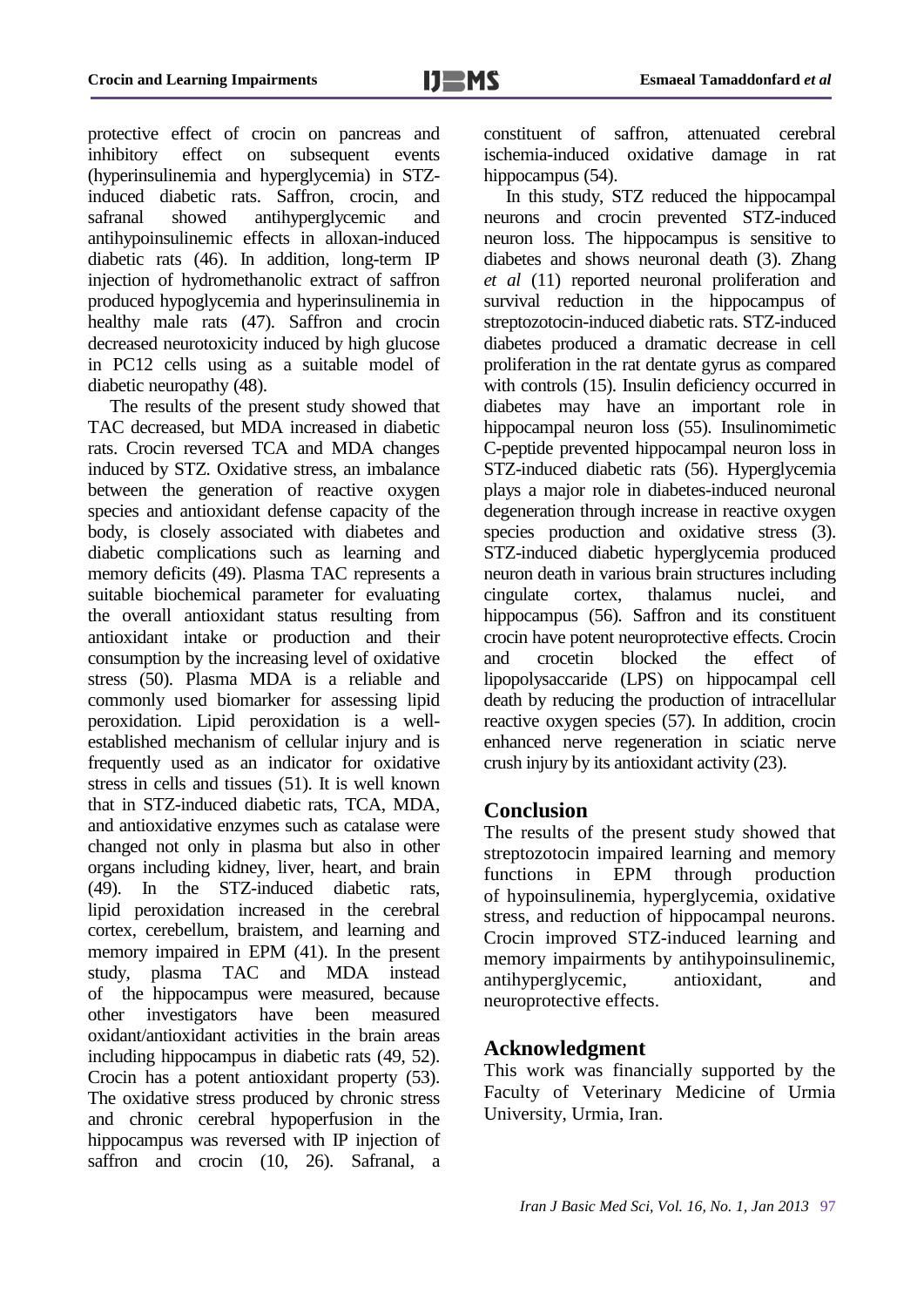protective effect of crocin on pancreas and inhibitory effect on subsequent events (hyperinsulinemia and hyperglycemia) in STZ-induced diabetic rats. Saffron, crocin, and safranal showed antihyperglycemic and antihypoinsulinemic effects in alloxan-induced diabetic rats (46). In addition, long-term IP injection of hydromethanolic extract of saffron produced hypoglycemia and hyperinsulinemia in healthy male rats (47). Saffron and crocin decreased neurotoxicity induced by high glucose in PC12 cells using as a suitable model of diabetic neuropathy (48).

The results of the present study showed that TAC decreased, but MDA increased in diabetic rats. Crocin reversed TCA and MDA changes induced by STZ. Oxidative stress, an imbalance between the generation of reactive oxygen species and antioxidant defense capacity of the body, is closely associated with diabetes and diabetic complications such as learning and memory deficits (49). Plasma TAC represents a suitable biochemical parameter for evaluating the overall antioxidant status resulting from antioxidant intake or production and their consumption by the increasing level of oxidative stress (50). Plasma MDA is a reliable and commonly used biomarker for assessing lipid peroxidation. Lipid peroxidation is a well-established mechanism of cellular injury and is frequently used as an indicator for oxidative stress in cells and tissues (51). It is well known that in STZ-induced diabetic rats, TCA, MDA, and antioxidative enzymes such as catalase were changed not only in plasma but also in other organs including kidney, liver, heart, and brain (49). In the STZ-induced diabetic rats, lipid peroxidation increased in the cerebral cortex, cerebellum, braistem, and learning and memory impaired in EPM (41). In the present study, plasma TAC and MDA instead of the hippocampus were measured, because other investigators have been measured oxidant/antioxidant activities in the brain areas including hippocampus in diabetic rats (49, 52). Crocin has a potent antioxidant property (53). The oxidative stress produced by chronic stress and chronic cerebral hypoperfusion in the hippocampus was reversed with IP injection of saffron and crocin (10, 26). Safranal, a constituent of saffron, attenuated cerebral ischemia-induced oxidative damage in rat hippocampus (54).

In this study, STZ reduced the hippocampal neurons and crocin prevented STZ-induced neuron loss. The hippocampus is sensitive to diabetes and shows neuronal death (3). Zhang *et al* (11) reported neuronal proliferation and survival reduction in the hippocampus of streptozotocin-induced diabetic rats. STZ-induced diabetes produced a dramatic decrease in cell proliferation in the rat dentate gyrus as compared with controls (15). Insulin deficiency occurred in diabetes may have an important role in hippocampal neuron loss (55). Insulinomimetic C-peptide prevented hippocampal neuron loss in STZ-induced diabetic rats (56). Hyperglycemia plays a major role in diabetes-induced neuronal degeneration through increase in reactive oxygen species production and oxidative stress (3). STZ-induced diabetic hyperglycemia produced neuron death in various brain structures including cingulate cortex, thalamus nuclei, and hippocampus (56). Saffron and its constituent crocin have potent neuroprotective effects. Crocin and crocetin blocked the effect of lipopolysaccharide (LPS) on hippocampal cell death by reducing the production of intracellular reactive oxygen species (57). In addition, crocin enhanced nerve regeneration in sciatic nerve crush injury by its antioxidant activity (23).

## Conclusion

The results of the present study showed that streptozotocin impaired learning and memory functions in EPM through production of hypoinsulinemia, hyperglycemia, oxidative stress, and reduction of hippocampal neurons. Crocin improved STZ-induced learning and memory impairments by antihypoinsulinemic, antihyperglycemic, antioxidant, and neuroprotective effects.

## Acknowledgment

This work was financially supported by the Faculty of Veterinary Medicine of Urmia University, Urmia, Iran.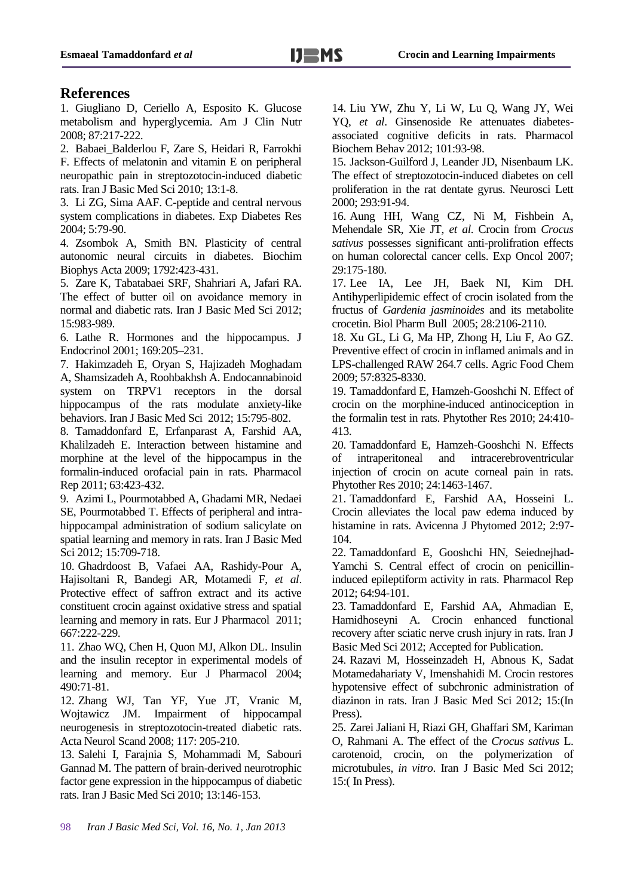## References

1. Giugliano D, Ceriello A, Esposito K. Glucose metabolism and hyperglycemia. Am J Clin Nutr 2008; 87:217-222.

2. Babaei_Balderlou F, Zare S, Heidari R, Farrokhi F. Effects of melatonin and vitamin E on peripheral neuropathic pain in streptozotocin-induced diabetic rats. Iran J Basic Med Sci 2010; 13:1-8.

3. Li ZG, Sima AAF. C-peptide and central nervous system complications in diabetes. Exp Diabetes Res 2004; 5:79-90.

4. Zsombok A, Smith BN. Plasticity of central autonomic neural circuits in diabetes. Biochim Biophys Acta 2009; 1792:423-431.

5. Zare K, Tabatabaei SRF, Shahriari A, Jafari RA. The effect of butter oil on avoidance memory in normal and diabetic rats. Iran J Basic Med Sci 2012; 15:983-989.

6. Lathe R. Hormones and the hippocampus. J Endocrinol 2001; 169:205–231.

7. Hakimzadeh E, Oryan S, Hajizadeh Moghadam A, Shamsizadeh A, Roohbakhsh A. Endocannabinoid system on TRPV1 receptors in the dorsal hippocampus of the rats modulate anxiety-like behaviors. Iran J Basic Med Sci 2012; 15:795-802.

8. Tamaddonfard E, Erfanparast A, Farshid AA, Khalilzadeh E. Interaction between histamine and morphine at the level of the hippocampus in the formalin-induced orofacial pain in rats. Pharmacol Rep 2011; 63:423-432.

9. Azimi L, Pourmotabbed A, Ghadami MR, Nedaei SE, Pourmotabbed T. Effects of peripheral and intra-hippocampal administration of sodium salicylate on spatial learning and memory in rats. Iran J Basic Med Sci 2012; 15:709-718.

10. Ghadrdoost B, Vafaei AA, Rashidy-Pour A, Hajisoltani R, Bandegi AR, Motamedi F, *et al*. Protective effect of saffron extract and its active constituent crocin against oxidative stress and spatial learning and memory in rats. Eur J Pharmacol 2011; 667:222-229.

11. Zhao WQ, Chen H, Quon MJ, Alkon DL. Insulin and the insulin receptor in experimental models of learning and memory. Eur J Pharmacol 2004; 490:71-81.

12. Zhang WJ, Tan YF, Yue JT, Vranic M, Wojtawicz JM. Impairment of hippocampal neurogenesis in streptozotocin-treated diabetic rats. Acta Neurol Scand 2008; 117: 205-210.

13. Salehi I, Farajnia S, Mohammadi M, Sabouri Gannad M. The pattern of brain-derived neurotrophic factor gene expression in the hippocampus of diabetic rats. Iran J Basic Med Sci 2010; 13:146-153.

14. Liu YW, Zhu Y, Li W, Lu Q, Wang JY, Wei YQ, *et al*. Ginsenoside Re attenuates diabetes-associated cognitive deficits in rats. Pharmacol Biochem Behav 2012; 101:93-98.

15. Jackson-Guilford J, Leander JD, Nisenbaum LK. The effect of streptozotocin-induced diabetes on cell proliferation in the rat dentate gyrus. Neurosci Lett 2000; 293:91-94.

16. Aung HH, Wang CZ, Ni M, Fishbein A, Mehendale SR, Xie JT, *et al*. Crocin from *Crocus sativus* possesses significant anti-prolifration effects on human colorectal cancer cells. Exp Oncol 2007; 29:175-180.

17. Lee IA, Lee JH, Baek NI, Kim DH. Antihyperlipidemic effect of crocin isolated from the fructus of *Gardenia jasminoides* and its metabolite crocetin. Biol Pharm Bull 2005; 28:2106-2110.

18. Xu GL, Li G, Ma HP, Zhong H, Liu F, Ao GZ. Preventive effect of crocin in inflamed animals and in LPS-challenged RAW 264.7 cells. Agric Food Chem 2009; 57:8325-8330.

19. Tamaddonfard E, Hamzeh-Gooshchi N. Effect of crocin on the morphine-induced antinociception in the formalin test in rats. Phytother Res 2010; 24:410-413.

20. Tamaddonfard E, Hamzeh-Gooshchi N. Effects of intraperitoneal and intracerebroventricular injection of crocin on acute corneal pain in rats. Phytother Res 2010; 24:1463-1467.

21. Tamaddonfard E, Farshid AA, Hosseini L. Crocin alleviates the local paw edema induced by histamine in rats. Avicenna J Phytomed 2012; 2:97-104.

22. Tamaddonfard E, Gooshchi HN, Seiednejhad-Yamchi S. Central effect of crocin on penicillin-induced epileptiform activity in rats. Pharmacol Rep 2012; 64:94-101.

23. Tamaddonfard E, Farshid AA, Ahmadian E, Hamidhoseyni A. Crocin enhanced functional recovery after sciatic nerve crush injury in rats. Iran J Basic Med Sci 2012; Accepted for Publication.

24. Razavi M, Hosseinzadeh H, Abnous K, Sadat Motamedahariaty V, Imenshahidi M. Crocin restores hypotensive effect of subchronic administration of diazinon in rats. Iran J Basic Med Sci 2012; 15:(In Press).

25. Zarei Jaliani H, Riazi GH, Ghaffari SM, Kariman O, Rahmani A. The effect of the *Crocus sativus* L. carotenoid, crocin, on the polymerization of microtubules, *in vitro*. Iran J Basic Med Sci 2012; 15:( In Press).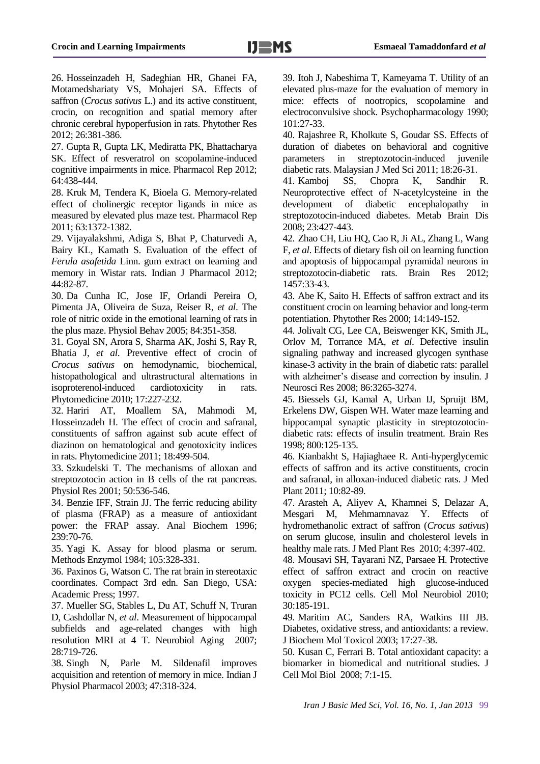26. Hosseinzadeh H, Sadeghian HR, Ghanei FA, Motamedshariaty VS, Mohajeri SA. Effects of saffron (*Crocus sativus* L.) and its active constituent, crocin, on recognition and spatial memory after chronic cerebral hypoperfusion in rats. Phytother Res 2012; 26:381-386.

27. Gupta R, Gupta LK, Mediratta PK, Bhattacharya SK. Effect of resveratrol on scopolamine-induced cognitive impairments in mice. Pharmacol Rep 2012; 64:438-444.

28. Kruk M, Tendera K, Bioela G. Memory-related effect of cholinergic receptor ligands in mice as measured by elevated plus maze test. Pharmacol Rep 2011; 63:1372-1382.

29. Vijayalakshmi, Adiga S, Bhat P, Chaturvedi A, Bairy KL, Kamath S. Evaluation of the effect of *Ferula asafetida* Linn. gum extract on learning and memory in Wistar rats. Indian J Pharmacol 2012; 44:82-87.

30. Da Cunha IC, Jose IF, Orlandi Pereira O, Pimenta JA, Oliveira de Suza, Reiser R, *et al*. The role of nitric oxide in the emotional learning of rats in the plus maze. Physiol Behav 2005; 84:351-358.

31. Goyal SN, Arora S, Sharma AK, Joshi S, Ray R, Bhatia J, *et al*. Preventive effect of crocin of *Crocus sativus* on hemodynamic, biochemical, histopathological and ultrastructural alternations in isoproterenol-induced cardiotoxicity in rats. Phytomedicine 2010; 17:227-232.

32. Hariri AT, Moallem SA, Mahmodi M, Hosseinzadeh H. The effect of crocin and safranal, constituents of saffron against sub acute effect of diazinon on hematological and genotoxicity indices in rats. Phytomedicine 2011; 18:499-504.

33. Szkudelski T. The mechanisms of alloxan and streptozotocin action in B cells of the rat pancreas. Physiol Res 2001; 50:536-546.

34. Benzie IFF, Strain JJ. The ferric reducing ability of plasma (FRAP) as a measure of antioxidant power: the FRAP assay. Anal Biochem 1996; 239:70-76.

35. Yagi K. Assay for blood plasma or serum. Methods Enzymol 1984; 105:328-331.

36. Paxinos G, Watson C. The rat brain in stereotaxic coordinates. Compact 3rd edn. San Diego, USA: Academic Press; 1997.

37. Mueller SG, Stables L, Du AT, Schuff N, Truran D, Cashdollar N, *et al*. Measurement of hippocampal subfields and age-related changes with high resolution MRI at 4 T. Neurobiol Aging 2007; 28:719-726.

38. Singh N, Parle M. Sildenafil improves acquisition and retention of memory in mice. Indian J Physiol Pharmacol 2003; 47:318-324.

39. Itoh J, Nabeshima T, Kameyama T. Utility of an elevated plus-maze for the evaluation of memory in mice: effects of nootropics, scopolamine and electroconvulsive shock. Psychopharmacology 1990; 101:27-33.

40. Rajashree R, Kholkute S, Goudar SS. Effects of duration of diabetes on behavioral and cognitive parameters in streptozotocin-induced juvenile diabetic rats. Malaysian J Med Sci 2011; 18:26-31.

41. Kamboj SS, Chopra K, Sandhir R. Neuroprotective effect of N-acetylcysteine in the development of diabetic encephalopathy in streptozotocin-induced diabetes. Metab Brain Dis 2008; 23:427-443.

42. Zhao CH, Liu HQ, Cao R, Ji AL, Zhang L, Wang F, *et al*. Effects of dietary fish oil on learning function and apoptosis of hippocampal pyramidal neurons in streptozotocin-diabetic rats. Brain Res 2012; 1457:33-43.

43. Abe K, Saito H. Effects of saffron extract and its constituent crocin on learning behavior and long-term potentiation. Phytother Res 2000; 14:149-152.

44. Jolivalt CG, Lee CA, Beiswenger KK, Smith JL, Orlov M, Torrance MA, *et al*. Defective insulin signaling pathway and increased glycogen synthase kinase-3 activity in the brain of diabetic rats: parallel with alzheimer's disease and correction by insulin. J Neurosci Res 2008; 86:3265-3274.

45. Biessels GJ, Kamal A, Urban IJ, Spruijt BM, Erkelens DW, Gispen WH. Water maze learning and hippocampal synaptic plasticity in streptozotocin-diabetic rats: effects of insulin treatment. Brain Res 1998; 800:125-135.

46. Kianbakht S, Hajiaghaee R. Anti-hyperglycemic effects of saffron and its active constituents, crocin and safranal, in alloxan-induced diabetic rats. J Med Plant 2011; 10:82-89.

47. Arasteh A, Aliyev A, Khamnei S, Delazar A, Mesgari M, Mehmamnavaz Y. Effects of hydromethanolic extract of saffron (*Crocus sativus*) on serum glucose, insulin and cholesterol levels in healthy male rats. J Med Plant Res 2010; 4:397-402.

48. Mousavi SH, Tayarani NZ, Parsaee H. Protective effect of saffron extract and crocin on reactive oxygen species-mediated high glucose-induced toxicity in PC12 cells. Cell Mol Neurobiol 2010; 30:185-191.

49. Maritim AC, Sanders RA, Watkins III JB. Diabetes, oxidative stress, and antioxidants: a review. J Biochem Mol Toxicol 2003; 17:27-38.

50. Kusan C, Ferrari B. Total antioxidant capacity: a biomarker in biomedical and nutritional studies. J Cell Mol Biol 2008; 7:1-15.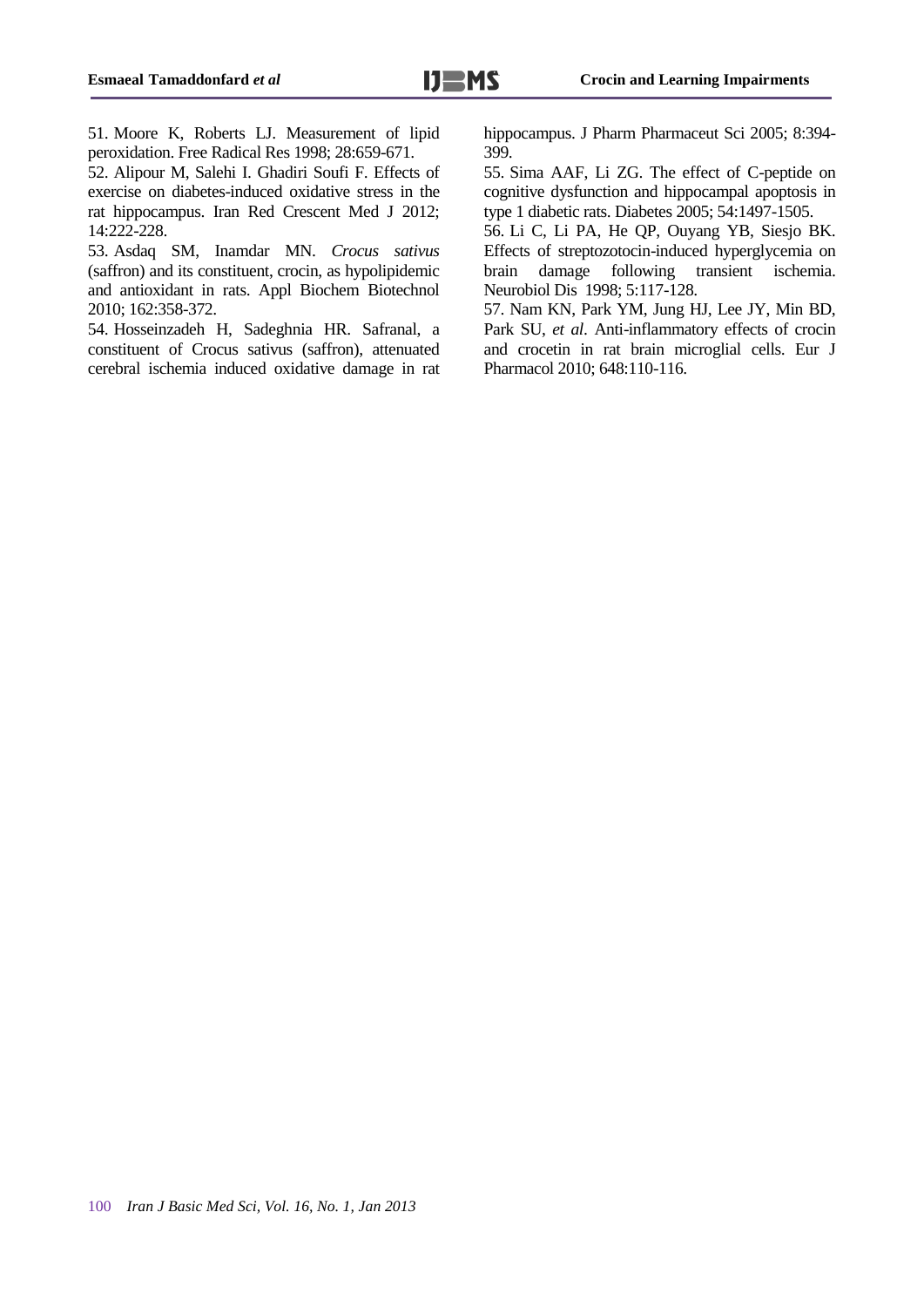51. Moore K, Roberts LJ. Measurement of lipid peroxidation. Free Radical Res 1998; 28:659-671.

52. Alipour M, Salehi I. Ghadiri Soufi F. Effects of exercise on diabetes-induced oxidative stress in the rat hippocampus. Iran Red Crescent Med J 2012; 14:222-228.

53. Asdaq SM, Inamdar MN. *Crocus sativus* (saffron) and its constituent, crocin, as hypolipidemic and antioxidant in rats. Appl Biochem Biotechnol 2010; 162:358-372.

54. Hosseinzadeh H, Sadeghnia HR. Safranal, a constituent of Crocus sativus (saffron), attenuated cerebral ischemia induced oxidative damage in rat hippocampus. J Pharm Pharmaceut Sci 2005; 8:394-399.

55. Sima AAF, Li ZG. The effect of C-peptide on cognitive dysfunction and hippocampal apoptosis in type 1 diabetic rats. Diabetes 2005; 54:1497-1505.

56. Li C, Li PA, He QP, Ouyang YB, Siesjo BK. Effects of streptozotocin-induced hyperglycemia on brain damage following transient ischemia. Neurobiol Dis 1998; 5:117-128.

57. Nam KN, Park YM, Jung HJ, Lee JY, Min BD, Park SU, *et al*. Anti-inflammatory effects of crocin and crocetin in rat brain microglial cells. Eur J Pharmacol 2010; 648:110-116.